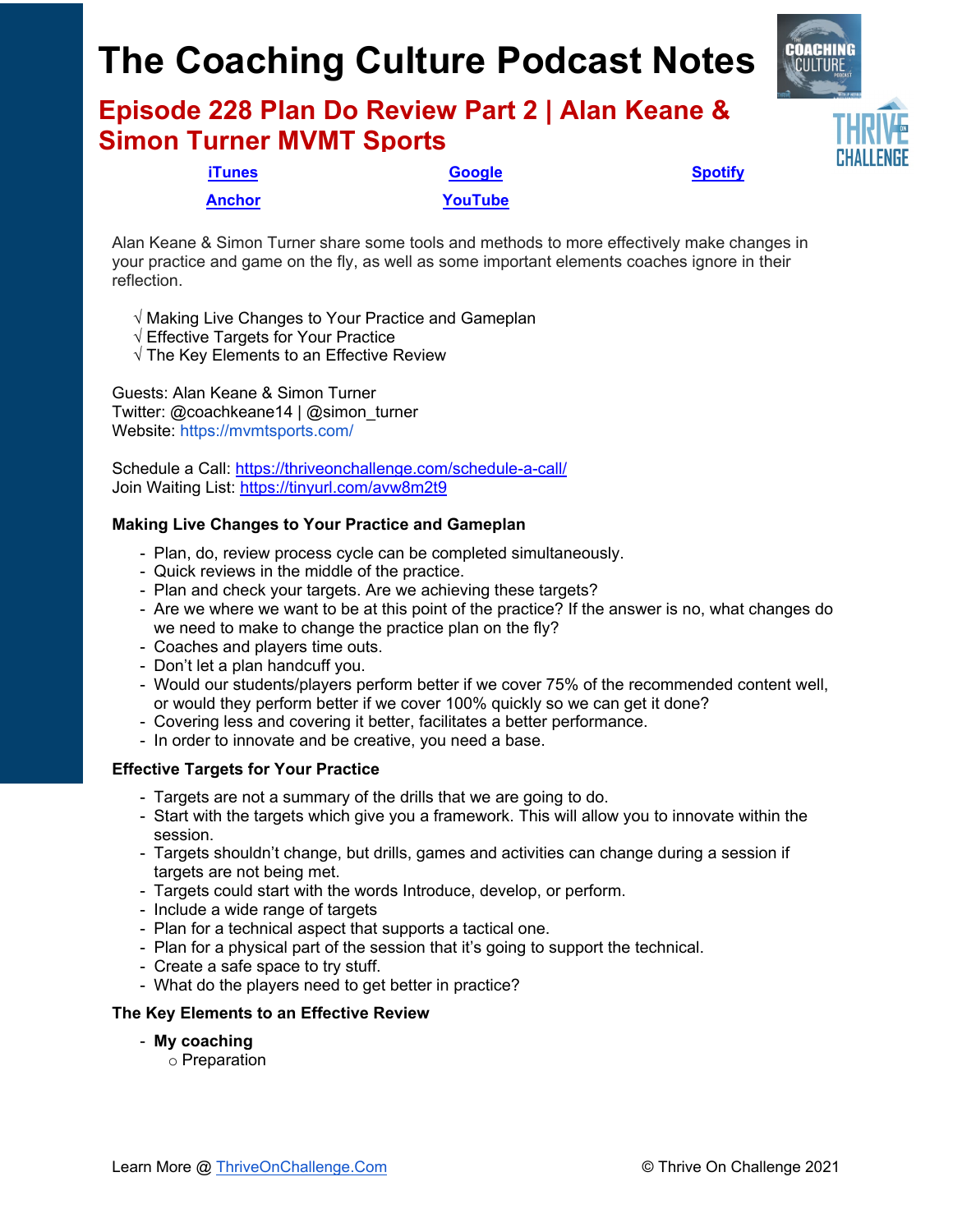# The Coaching Culture Podcast Notes

## Episode 228 Plan Do Review Part 2 | Alan Keane & Simon Turner MVMT Sports

iTunes | Google | Spotify
Anchor | YouTube

Alan Keane & Simon Turner share some tools and methods to more effectively make changes in your practice and game on the fly, as well as some important elements coaches ignore in their reflection.

√ Making Live Changes to Your Practice and Gameplan
√ Effective Targets for Your Practice
√ The Key Elements to an Effective Review

Guests: Alan Keane & Simon Turner
Twitter: @coachkeane14 | @simon_turner
Website: https://mvmtsports.com/

Schedule a Call: https://thriveonchallenge.com/schedule-a-call/
Join Waiting List: https://tinyurl.com/avw8m2t9

**Making Live Changes to Your Practice and Gameplan**

- Plan, do, review process cycle can be completed simultaneously.
- Quick reviews in the middle of the practice.
- Plan and check your targets. Are we achieving these targets?
- Are we where we want to be at this point of the practice? If the answer is no, what changes do we need to make to change the practice plan on the fly?
- Coaches and players time outs.
- Don't let a plan handcuff you.
- Would our students/players perform better if we cover 75% of the recommended content well, or would they perform better if we cover 100% quickly so we can get it done?
- Covering less and covering it better, facilitates a better performance.
- In order to innovate and be creative, you need a base.

**Effective Targets for Your Practice**

- Targets are not a summary of the drills that we are going to do.
- Start with the targets which give you a framework. This will allow you to innovate within the session.
- Targets shouldn't change, but drills, games and activities can change during a session if targets are not being met.
- Targets could start with the words Introduce, develop, or perform.
- Include a wide range of targets
- Plan for a technical aspect that supports a tactical one.
- Plan for a physical part of the session that it's going to support the technical.
- Create a safe space to try stuff.
- What do the players need to get better in practice?

**The Key Elements to an Effective Review**

- **My coaching**
  - Preparation

Learn More @ ThriveOnChallenge.Com © Thrive On Challenge 2021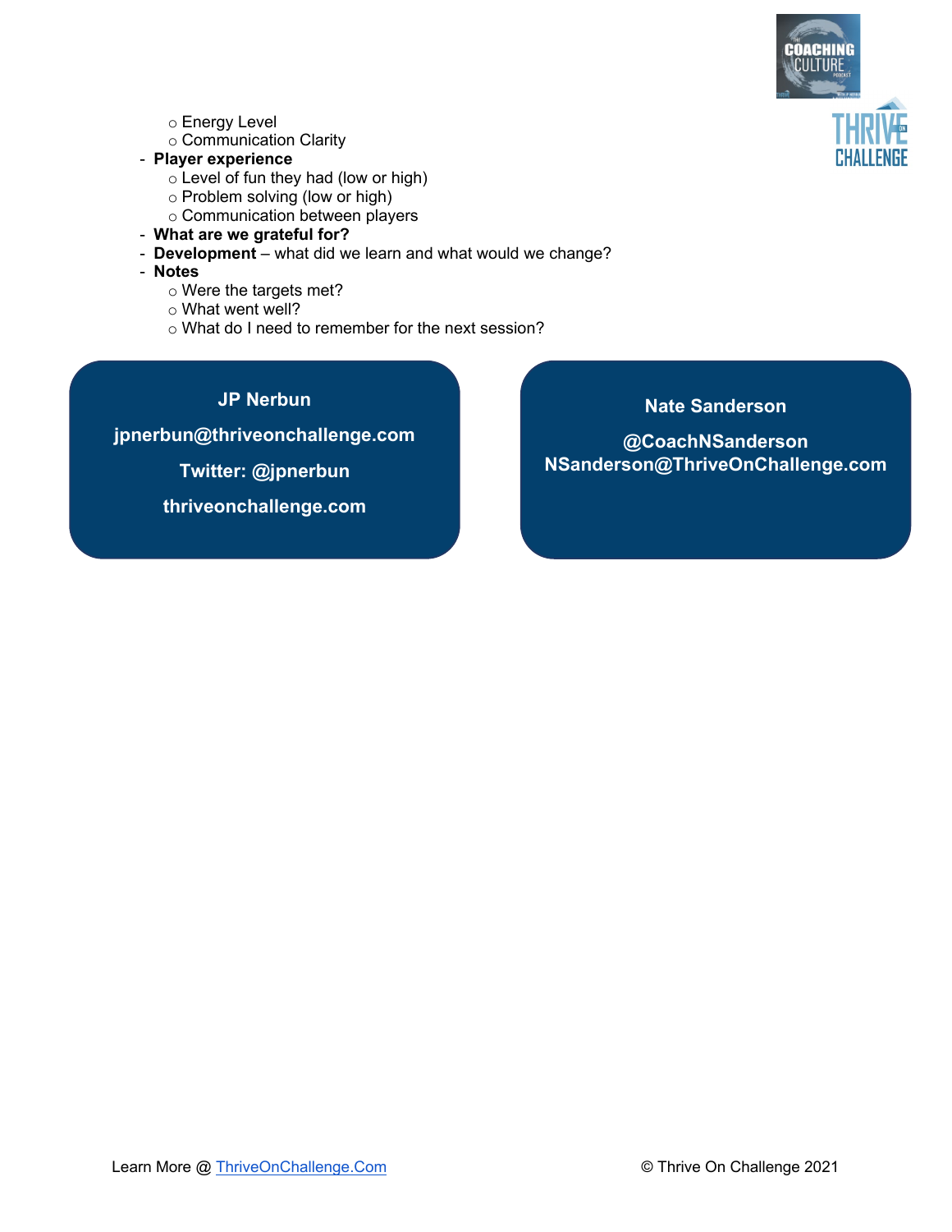- Energy Level
  - Communication Clarity
- **Player experience**
  - Level of fun they had (low or high)
  - Problem solving (low or high)
  - Communication between players
- **What are we grateful for?**
- **Development** – what did we learn and what would we change?
- **Notes**
  - Were the targets met?
  - What went well?
  - What do I need to remember for the next session?

**JP Nerbun**

**jpnerbun@thriveonchallenge.com**

**Twitter: @jpnerbun**

**thriveonchallenge.com**

**Nate Sanderson**

**@CoachNSanderson**
**NSanderson@ThriveOnChallenge.com**

Learn More @ [ThriveOnChallenge.Com](https://ThriveOnChallenge.Com)

© Thrive On Challenge 2021